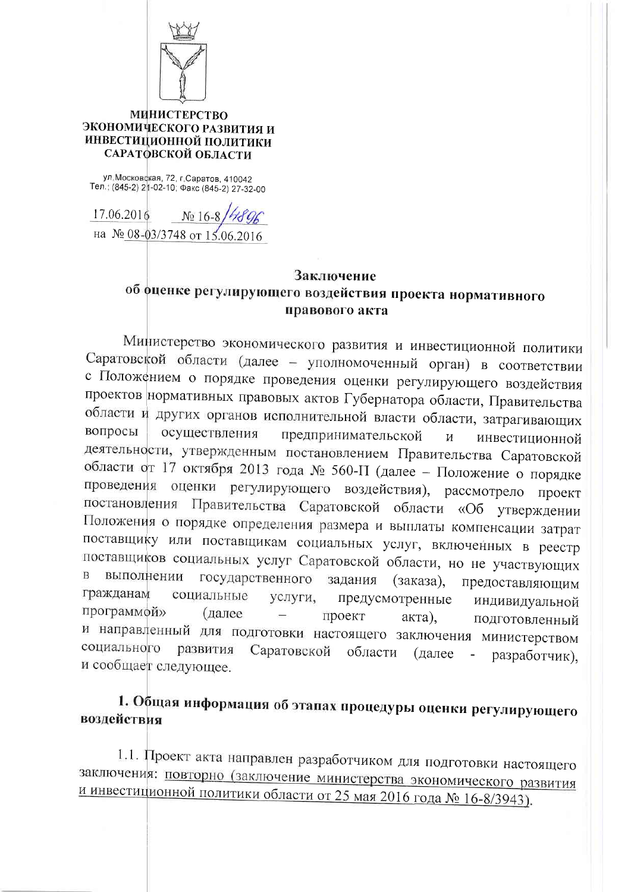**МИНИСТЕРСТВО ЭКОНОМИЧЕСКОГО РАЗВИТИЯ И ИНВЕСТИЦИОННОЙ ПОЛИТИКИ САРАТОВСКОЙ ОБЛАСТИ**

ул.Московская, 72, г.Саратов, 410042
Тел.: (845-2) 21-02-10; Факс (845-2) 27-32-00

17.06.2016 № 16-8/4896
на № 08-03/3748 от 15.06.2016

## Заключение
## об оценке регулирующего воздействия проекта нормативного правового акта

Министерство экономического развития и инвестиционной политики Саратовской области (далее – уполномоченный орган) в соответствии с Положением о порядке проведения оценки регулирующего воздействия проектов нормативных правовых актов Губернатора области, Правительства области и других органов исполнительной власти области, затрагивающих вопросы осуществления предпринимательской и инвестиционной деятельности, утвержденным постановлением Правительства Саратовской области от 17 октября 2013 года № 560-П (далее – Положение о порядке проведения оценки регулирующего воздействия), рассмотрело проект постановления Правительства Саратовской области «Об утверждении Положения о порядке определения размера и выплаты компенсации затрат поставщику или поставщикам социальных услуг, включенных в реестр поставщиков социальных услуг Саратовской области, но не участвующих в выполнении государственного задания (заказа), предоставляющим гражданам социальные услуги, предусмотренные индивидуальной программой» (далее – проект акта), подготовленный и направленный для подготовки настоящего заключения министерством социального развития Саратовской области (далее - разработчик), и сообщает следующее.

### 1. Общая информация об этапах процедуры оценки регулирующего воздействия

1.1. Проект акта направлен разработчиком для подготовки настоящего заключения: повторно (заключение министерства экономического развития и инвестиционной политики области от 25 мая 2016 года № 16-8/3943).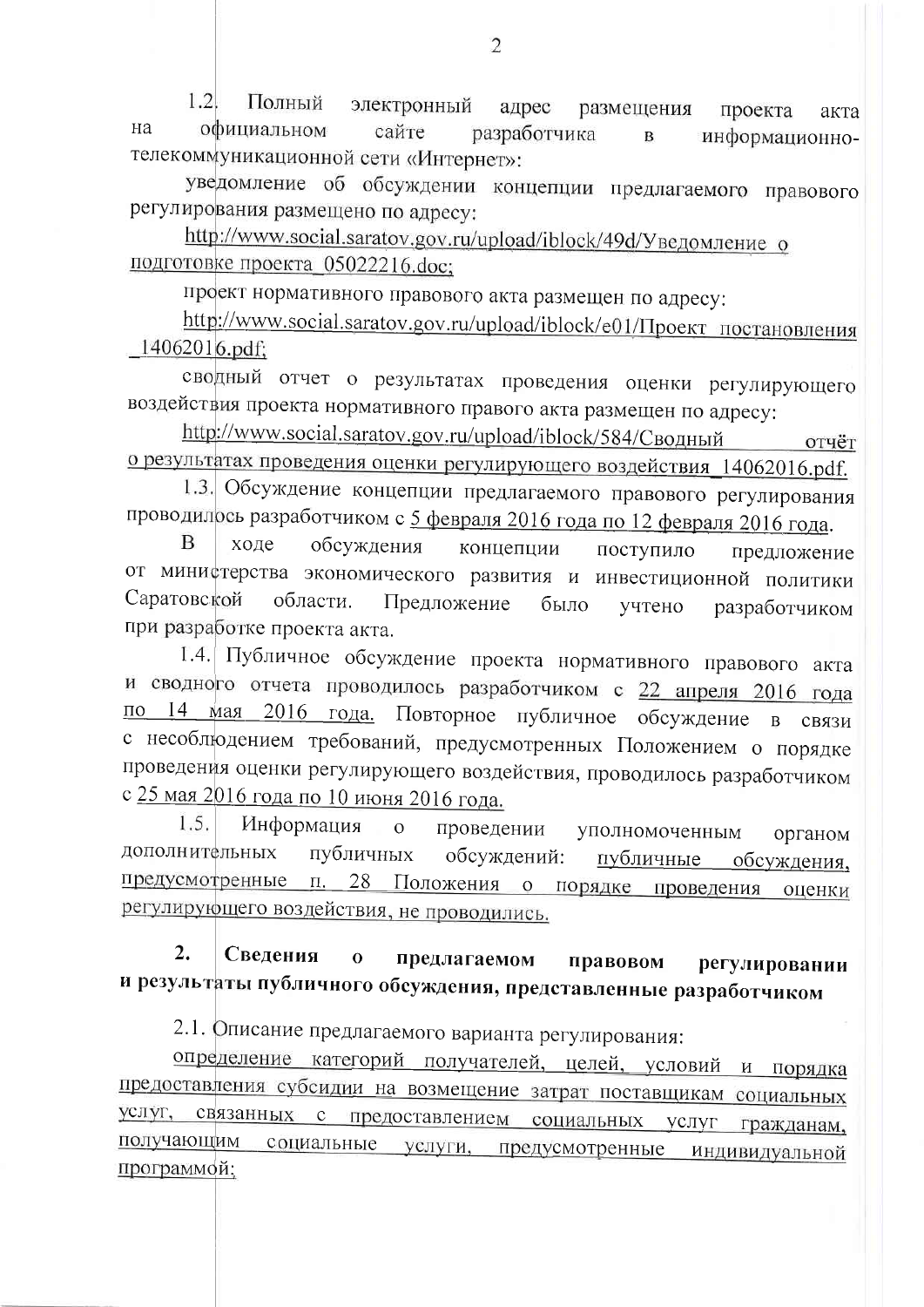1.2. Полный электронный адрес размещения проекта акта на официальном сайте разработчика в информационно-телекоммуникационной сети «Интернет»:

уведомление об обсуждении концепции предлагаемого правового регулирования размещено по адресу:

http://www.social.saratov.gov.ru/upload/iblock/49d/Уведомление_о_подготовке_проекта_05022216.doc;

проект нормативного правового акта размещен по адресу:

http://www.social.saratov.gov.ru/upload/iblock/e01/Проект_постановления_14062016.pdf;

сводный отчет о результатах проведения оценки регулирующего воздействия проекта нормативного право акта размещен по адресу:

http://www.social.saratov.gov.ru/upload/iblock/584/Сводный отчёт о результатах проведения оценки регулирующего воздействия_14062016.pdf.

1.3. Обсуждение концепции предлагаемого правового регулирования проводилось разработчиком с 5 февраля 2016 года по 12 февраля 2016 года.

В ходе обсуждения концепции поступило предложение от министерства экономического развития и инвестиционной политики Саратовской области. Предложение было учтено разработчиком при разработке проекта акта.

1.4. Публичное обсуждение проекта нормативного правового акта и сводного отчета проводилось разработчиком с 22 апреля 2016 года по 14 мая 2016 года. Повторное публичное обсуждение в связи с несоблюдением требований, предусмотренных Положением о порядке проведения оценки регулирующего воздействия, проводилось разработчиком с 25 мая 2016 года по 10 июня 2016 года.

1.5. Информация о проведении уполномоченным органом дополнительных публичных обсуждений: публичные обсуждения, предусмотренные п. 28 Положения о порядке проведения оценки регулирующего воздействия, не проводились.

## 2. Сведения о предлагаемом правовом регулировании и результаты публичного обсуждения, представленные разработчиком

2.1. Описание предлагаемого варианта регулирования:

определение категорий получателей, целей, условий и порядка предоставления субсидии на возмещение затрат поставщикам социальных услуг, связанных с предоставлением социальных услуг гражданам, получающим социальные услуги, предусмотренные индивидуальной программой;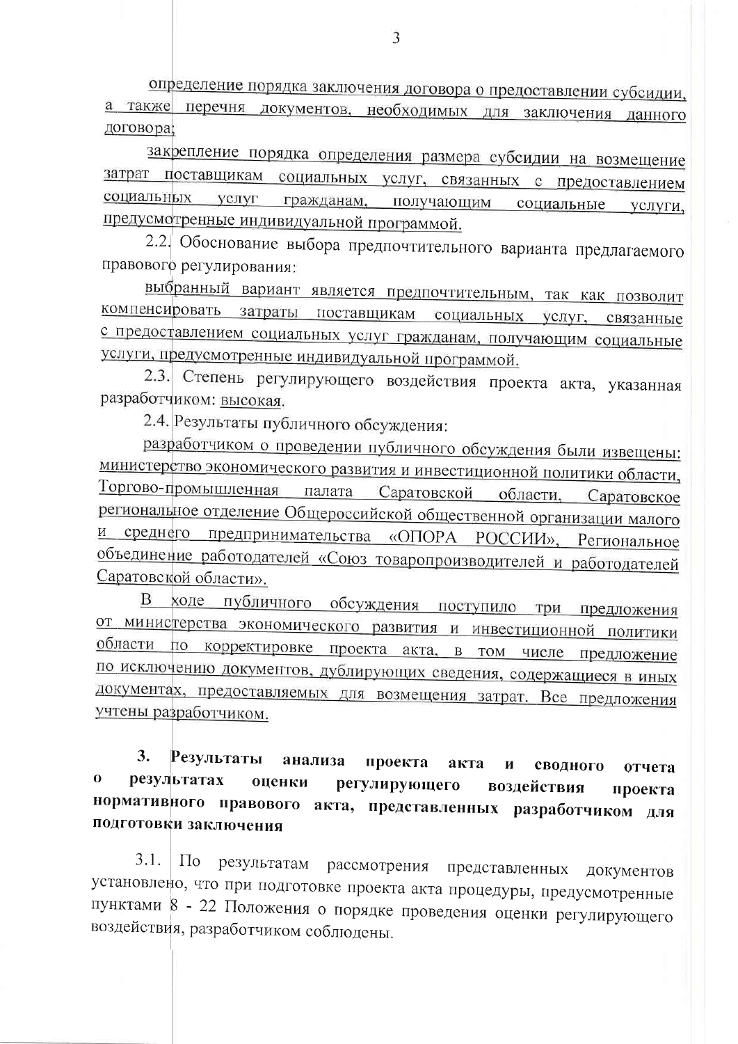определение порядка заключения договора о предоставлении субсидии, а также перечня документов, необходимых для заключения данного договора;

закрепление порядка определения размера субсидии на возмещение затрат поставщикам социальных услуг, связанных с предоставлением социальных услуг гражданам, получающим социальные услуги, предусмотренные индивидуальной программой.

2.2. Обоснование выбора предпочтительного варианта предлагаемого правового регулирования:

выбранный вариант является предпочтительным, так как позволит компенсировать затраты поставщикам социальных услуг, связанные с предоставлением социальных услуг гражданам, получающим социальные услуги, предусмотренные индивидуальной программой.

2.3. Степень регулирующего воздействия проекта акта, указанная разработчиком: высокая.

2.4. Результаты публичного обсуждения:

разработчиком о проведении публичного обсуждения были извещены: министерство экономического развития и инвестиционной политики области, Торгово-промышленная палата Саратовской области, Саратовское региональное отделение Общероссийской общественной организации малого и среднего предпринимательства «ОПОРА РОССИИ», Региональное объединение работодателей «Союз товаропроизводителей и работодателей Саратовской области».

В ходе публичного обсуждения поступило три предложения от министерства экономического развития и инвестиционной политики области по корректировке проекта акта, в том числе предложение по исключению документов, дублирующих сведения, содержащиеся в иных документах, предоставляемых для возмещения затрат. Все предложения учтены разработчиком.

## 3. Результаты анализа проекта акта и сводного отчета о результатах оценки регулирующего воздействия проекта нормативного правового акта, представленных разработчиком для подготовки заключения

3.1. По результатам рассмотрения представленных документов установлено, что при подготовке проекта акта процедуры, предусмотренные пунктами 8 - 22 Положения о порядке проведения оценки регулирующего воздействия, разработчиком соблюдены.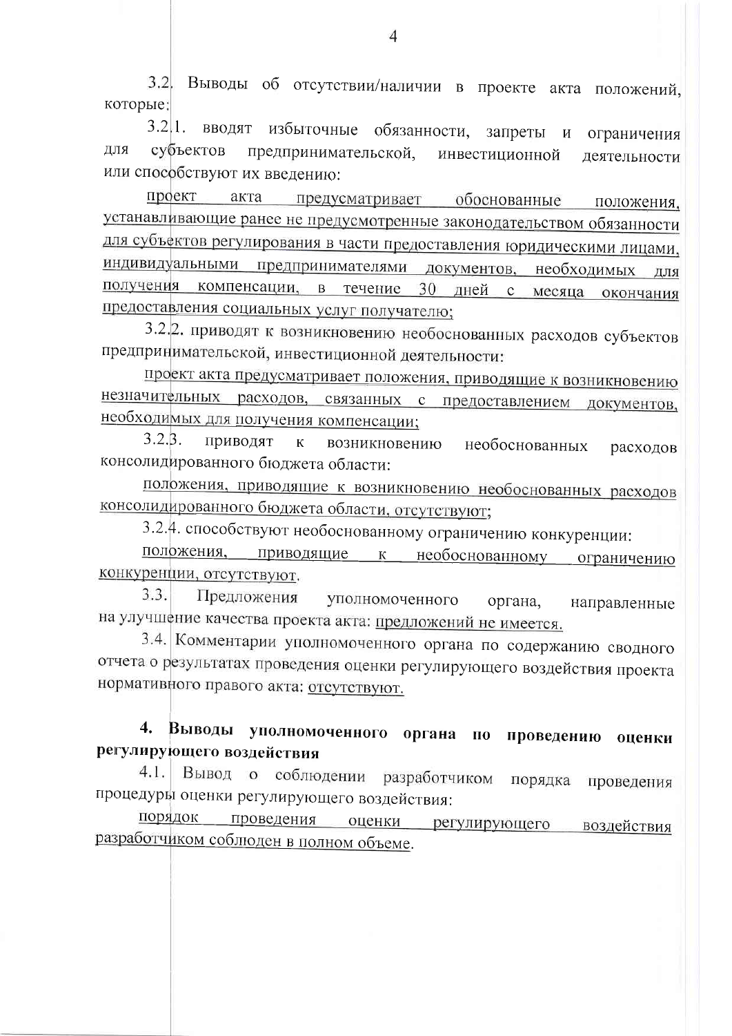3.2. Выводы об отсутствии/наличии в проекте акта положений, которые:

3.2.1. вводят избыточные обязанности, запреты и ограничения для субъектов предпринимательской, инвестиционной деятельности или способствуют их введению:

проект акта предусматривает обоснованные положения, устанавливающие ранее не предусмотренные законодательством обязанности для субъектов регулирования в части предоставления юридическими лицами, индивидуальными предпринимателями документов, необходимых для получения компенсации, в течение 30 дней с месяца окончания предоставления социальных услуг получателю;

3.2.2. приводят к возникновению необоснованных расходов субъектов предпринимательской, инвестиционной деятельности:

проект акта предусматривает положения, приводящие к возникновению незначительных расходов, связанных с предоставлением документов, необходимых для получения компенсации;

3.2.3. приводят к возникновению необоснованных расходов консолидированного бюджета области:

положения, приводящие к возникновению необоснованных расходов консолидированного бюджета области, отсутствуют;

3.2.4. способствуют необоснованному ограничению конкуренции:

положения, приводящие к необоснованному ограничению конкуренции, отсутствуют.

3.3. Предложения уполномоченного органа, направленные на улучшение качества проекта акта: предложений не имеется.

3.4. Комментарии уполномоченного органа по содержанию сводного отчета о результатах проведения оценки регулирующего воздействия проекта нормативного правого акта: отсутствуют.

**4. Выводы уполномоченного органа по проведению оценки регулирующего воздействия**

4.1. Вывод о соблюдении разработчиком порядка проведения процедуры оценки регулирующего воздействия:

порядок проведения оценки регулирующего воздействия разработчиком соблюден в полном объеме.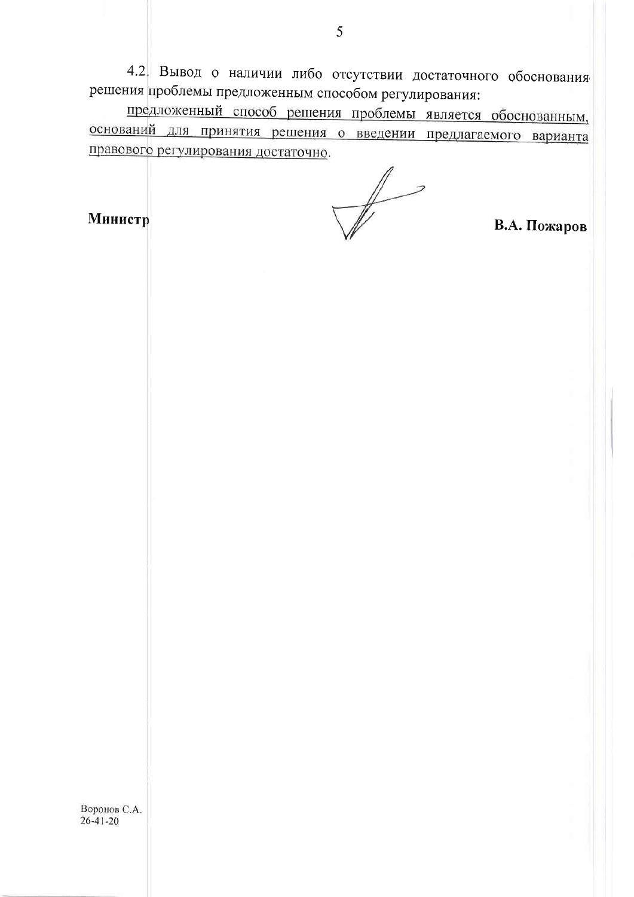4.2. Вывод о наличии либо отсутствии достаточного обоснования решения проблемы предложенным способом регулирования:

предложенный способ решения проблемы является обоснованным, оснований для принятия решения о введении предлагаемого варианта правового регулирования достаточно.

**Министр** **В.А. Пожаров**

Воронов С.А.
26-41-20